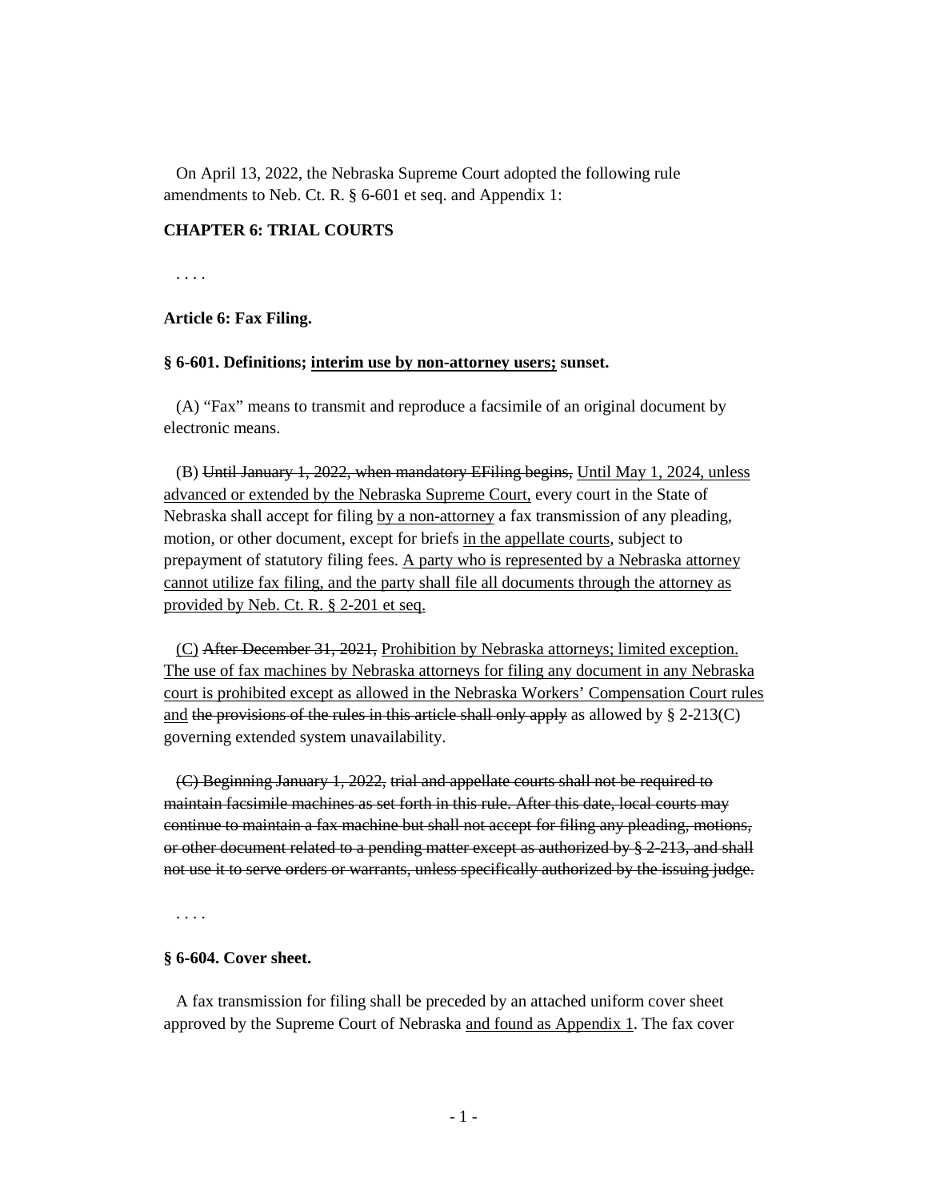On April 13, 2022, the Nebraska Supreme Court adopted the following rule amendments to Neb. Ct. R. § 6-601 et seq. and Appendix 1:

**CHAPTER 6: TRIAL COURTS**

. . . .

**Article 6: Fax Filing.**

**§ 6-601. Definitions; <u>interim use by non-attorney users;</u> sunset.**

(A) “Fax” means to transmit and reproduce a facsimile of an original document by electronic means.

(B) ~~Until January 1, 2022, when mandatory EFiling begins,~~ <u>Until May 1, 2024, unless advanced or extended by the Nebraska Supreme Court,</u> every court in the State of Nebraska shall accept for filing <u>by a non-attorney</u> a fax transmission of any pleading, motion, or other document, except for briefs <u>in the appellate courts</u>, subject to prepayment of statutory filing fees. <u>A party who is represented by a Nebraska attorney cannot utilize fax filing, and the party shall file all documents through the attorney as provided by Neb. Ct. R. § 2-201 et seq.</u>

<u>(C)</u> ~~After December 31, 2021,~~ <u>Prohibition by Nebraska attorneys; limited exception. The use of fax machines by Nebraska attorneys for filing any document in any Nebraska court is prohibited except as allowed in the Nebraska Workers’ Compensation Court rules and</u> ~~the provisions of the rules in this article shall only apply~~ as allowed by § 2-213(C) governing extended system unavailability.

~~(C) Beginning January 1, 2022, trial and appellate courts shall not be required to maintain facsimile machines as set forth in this rule. After this date, local courts may continue to maintain a fax machine but shall not accept for filing any pleading, motions, or other document related to a pending matter except as authorized by § 2-213, and shall not use it to serve orders or warrants, unless specifically authorized by the issuing judge.~~

. . . .

**§ 6-604. Cover sheet.**

A fax transmission for filing shall be preceded by an attached uniform cover sheet approved by the Supreme Court of Nebraska <u>and found as Appendix 1</u>. The fax cover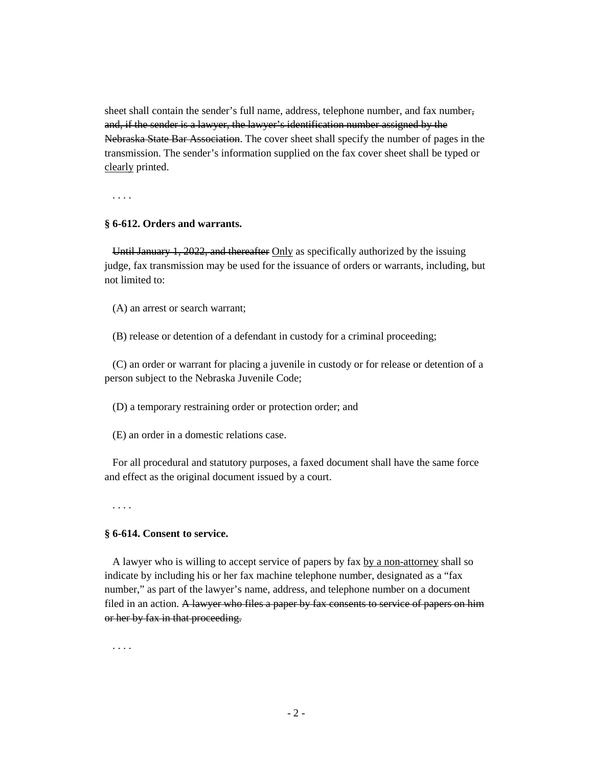sheet shall contain the sender's full name, address, telephone number, and fax number~~,~~ ~~and, if the sender is a lawyer, the lawyer's identification number assigned by the Nebraska State Bar Association~~. The cover sheet shall specify the number of pages in the transmission. The sender's information supplied on the fax cover sheet shall be typed or <u>clearly</u> printed.

. . . .

**§ 6-612. Orders and warrants.**

~~Until January 1, 2022, and thereafter~~ <u>Only</u> as specifically authorized by the issuing judge, fax transmission may be used for the issuance of orders or warrants, including, but not limited to:

(A) an arrest or search warrant;

(B) release or detention of a defendant in custody for a criminal proceeding;

(C) an order or warrant for placing a juvenile in custody or for release or detention of a person subject to the Nebraska Juvenile Code;

(D) a temporary restraining order or protection order; and

(E) an order in a domestic relations case.

For all procedural and statutory purposes, a faxed document shall have the same force and effect as the original document issued by a court.

. . . .

**§ 6-614. Consent to service.**

A lawyer who is willing to accept service of papers by fax <u>by a non-attorney</u> shall so indicate by including his or her fax machine telephone number, designated as a "fax number," as part of the lawyer's name, address, and telephone number on a document filed in an action. ~~A lawyer who files a paper by fax consents to service of papers on him or her by fax in that proceeding.~~

. . . .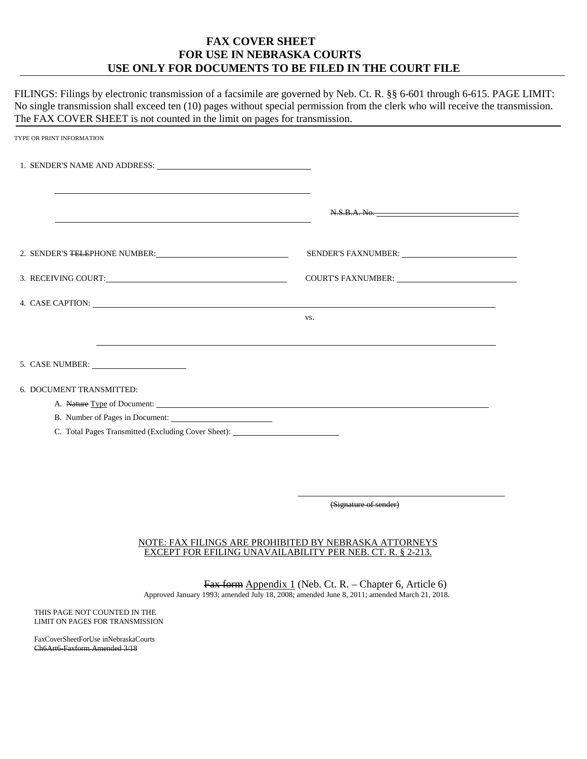# FAX COVER SHEET
# FOR USE IN NEBRASKA COURTS
# USE ONLY FOR DOCUMENTS TO BE FILED IN THE COURT FILE

FILINGS: Filings by electronic transmission of a facsimile are governed by Neb. Ct. R. §§ 6-601 through 6-615. PAGE LIMIT: No single transmission shall exceed ten (10) pages without special permission from the clerk who will receive the transmission. The FAX COVER SHEET is not counted in the limit on pages for transmission.

TYPE OR PRINT INFORMATION

1. SENDER'S NAME AND ADDRESS: ______________________________

   ______________________________

   ______________________________ ~~N.S.B.A. No.~~ ______________________________

2. SENDER'S ~~TELE~~PHONE NUMBER: ______________________________ SENDER'S FAXNUMBER: ______________________________

3. RECEIVING COURT: ______________________________ COURT'S FAXNUMBER: ______________________________

4. CASE CAPTION: ______________________________

   vs.

   ______________________________

5. CASE NUMBER: ______________________________

6. DOCUMENT TRANSMITTED:
   - A. ~~Nature~~ Type of Document: ______________________________
   - B. Number of Pages in Document: ______________________________
   - C. Total Pages Transmitted (Excluding Cover Sheet): ______________________________

______________________________
~~(Signature of sender)~~

NOTE: FAX FILINGS ARE PROHIBITED BY NEBRASKA ATTORNEYS EXCEPT FOR EFILING UNAVAILABILITY PER NEB. CT. R. § 2-213.

~~Fax form~~ Appendix 1 (Neb. Ct. R. – Chapter 6, Article 6)

Approved January 1993; amended July 18, 2008; amended June 8, 2011; amended March 21, 2018.

THIS PAGE NOT COUNTED IN THE LIMIT ON PAGES FOR TRANSMISSION

FaxCoverSheetForUse inNebraskaCourts
~~Ch6Art6-Faxform Amended 3/18~~